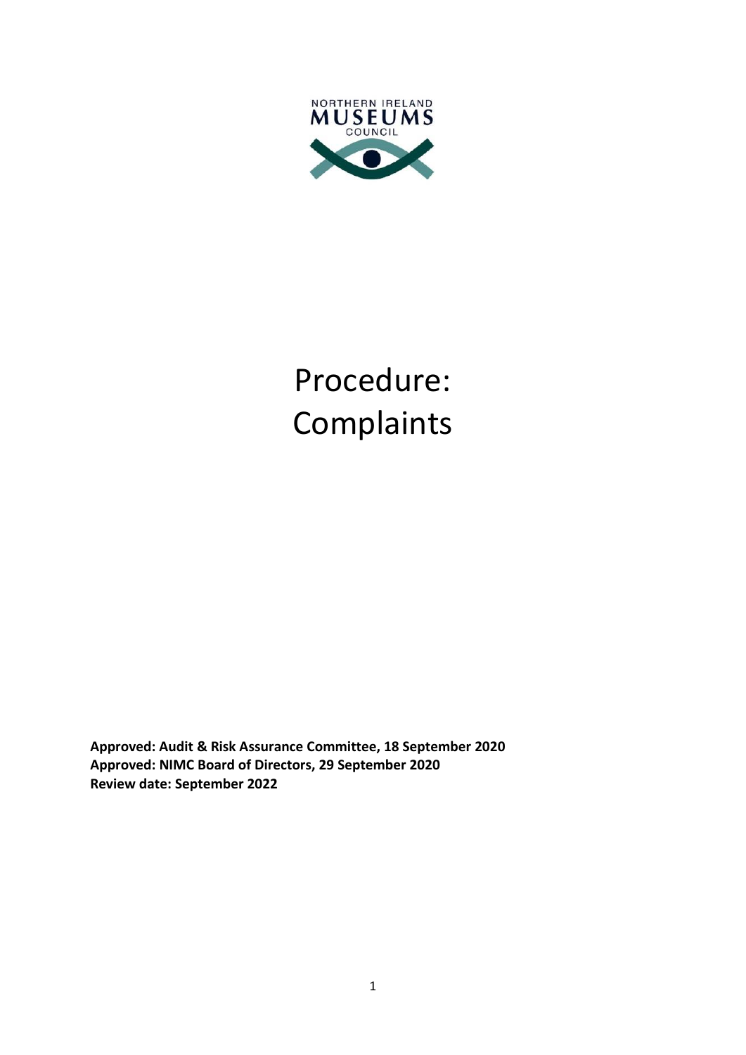NORTHERN IRELAND
MUSEUMS
COUNCIL

# Procedure: Complaints

**Approved: Audit & Risk Assurance Committee, 18 September 2020**
**Approved: NIMC Board of Directors, 29 September 2020**
**Review date: September 2022**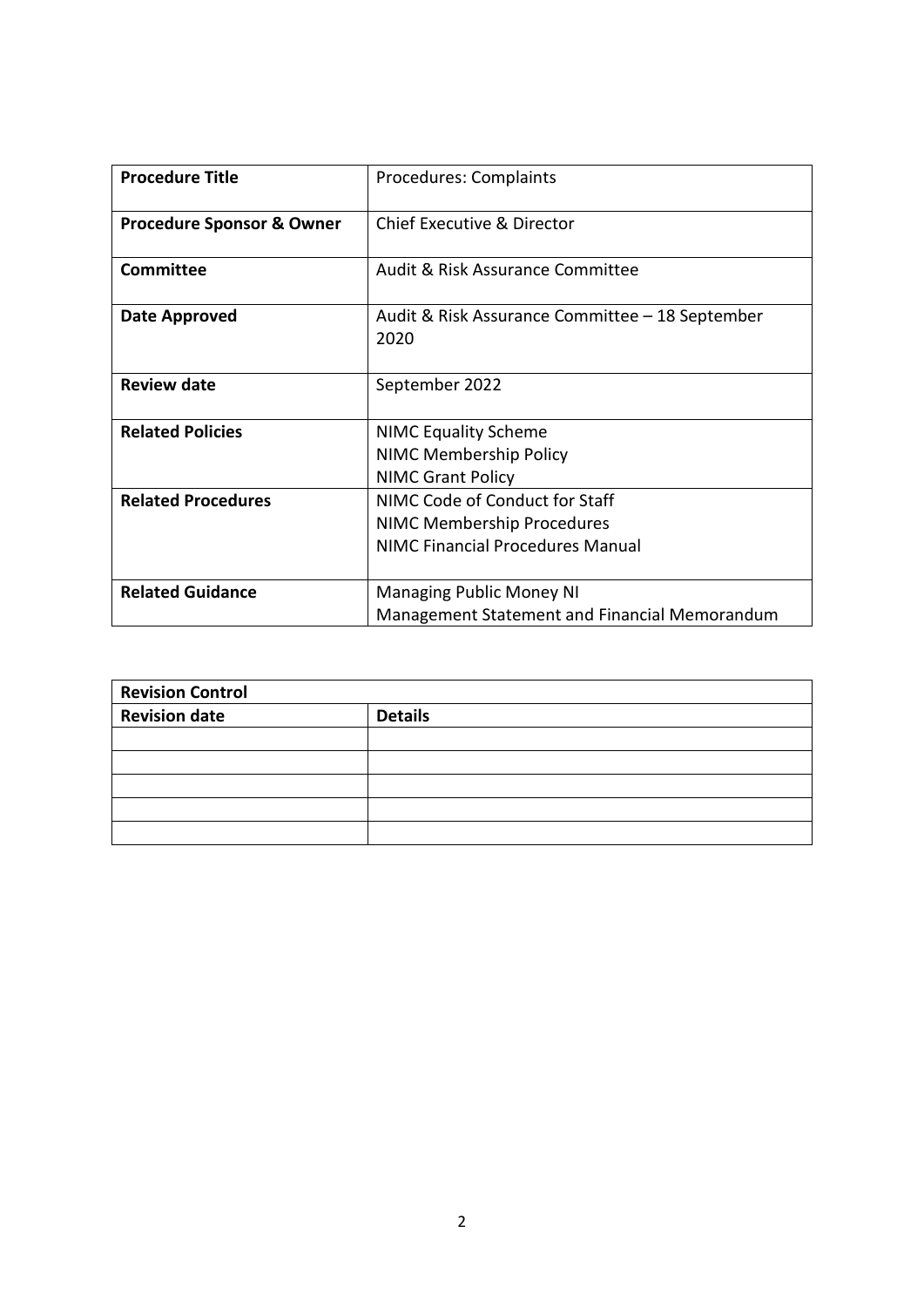| **Procedure Title** | Procedures: Complaints |
|---|---|
| **Procedure Sponsor & Owner** | Chief Executive & Director |
| **Committee** | Audit & Risk Assurance Committee |
| **Date Approved** | Audit & Risk Assurance Committee – 18 September 2020 |
| **Review date** | September 2022 |
| **Related Policies** | NIMC Equality Scheme<br>NIMC Membership Policy<br>NIMC Grant Policy |
| **Related Procedures** | NIMC Code of Conduct for Staff<br>NIMC Membership Procedures<br>NIMC Financial Procedures Manual |
| **Related Guidance** | Managing Public Money NI<br>Management Statement and Financial Memorandum |

| **Revision Control** | |
|---|---|
| **Revision date** | **Details** |
| | |
| | |
| | |
| | |
| | |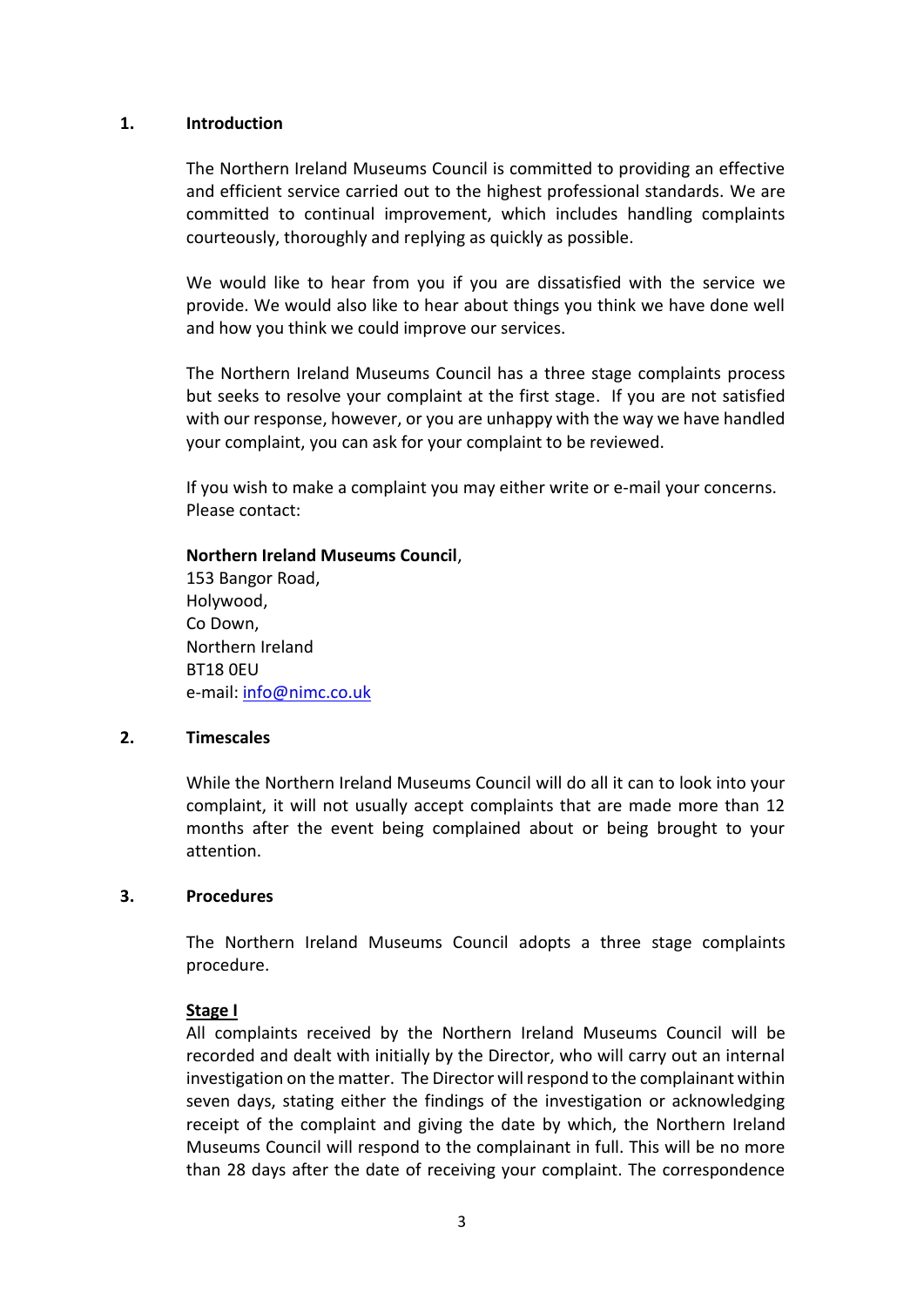## 1. Introduction

The Northern Ireland Museums Council is committed to providing an effective and efficient service carried out to the highest professional standards. We are committed to continual improvement, which includes handling complaints courteously, thoroughly and replying as quickly as possible.

We would like to hear from you if you are dissatisfied with the service we provide. We would also like to hear about things you think we have done well and how you think we could improve our services.

The Northern Ireland Museums Council has a three stage complaints process but seeks to resolve your complaint at the first stage. If you are not satisfied with our response, however, or you are unhappy with the way we have handled your complaint, you can ask for your complaint to be reviewed.

If you wish to make a complaint you may either write or e-mail your concerns. Please contact:

**Northern Ireland Museums Council**,
153 Bangor Road,
Holywood,
Co Down,
Northern Ireland
BT18 0EU
e-mail: info@nimc.co.uk

## 2. Timescales

While the Northern Ireland Museums Council will do all it can to look into your complaint, it will not usually accept complaints that are made more than 12 months after the event being complained about or being brought to your attention.

## 3. Procedures

The Northern Ireland Museums Council adopts a three stage complaints procedure.

**Stage I**

All complaints received by the Northern Ireland Museums Council will be recorded and dealt with initially by the Director, who will carry out an internal investigation on the matter. The Director will respond to the complainant within seven days, stating either the findings of the investigation or acknowledging receipt of the complaint and giving the date by which, the Northern Ireland Museums Council will respond to the complainant in full. This will be no more than 28 days after the date of receiving your complaint. The correspondence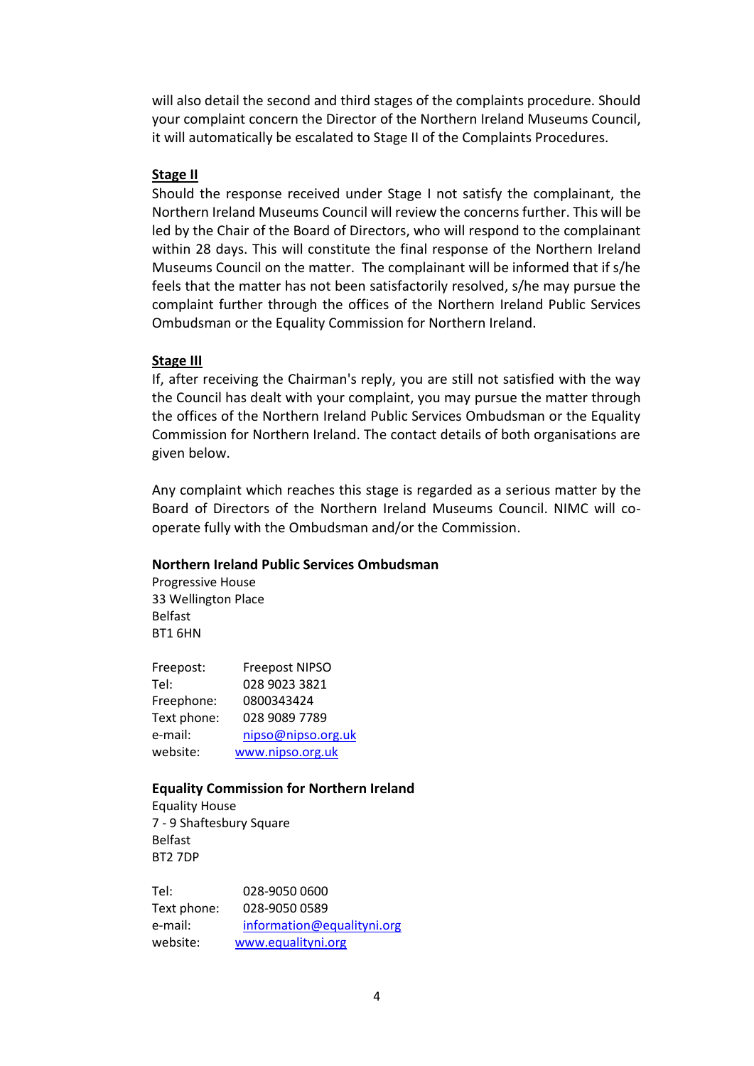will also detail the second and third stages of the complaints procedure. Should your complaint concern the Director of the Northern Ireland Museums Council, it will automatically be escalated to Stage II of the Complaints Procedures.

**Stage II**

Should the response received under Stage I not satisfy the complainant, the Northern Ireland Museums Council will review the concerns further. This will be led by the Chair of the Board of Directors, who will respond to the complainant within 28 days. This will constitute the final response of the Northern Ireland Museums Council on the matter. The complainant will be informed that if s/he feels that the matter has not been satisfactorily resolved, s/he may pursue the complaint further through the offices of the Northern Ireland Public Services Ombudsman or the Equality Commission for Northern Ireland.

**Stage III**

If, after receiving the Chairman's reply, you are still not satisfied with the way the Council has dealt with your complaint, you may pursue the matter through the offices of the Northern Ireland Public Services Ombudsman or the Equality Commission for Northern Ireland. The contact details of both organisations are given below.

Any complaint which reaches this stage is regarded as a serious matter by the Board of Directors of the Northern Ireland Museums Council. NIMC will co-operate fully with the Ombudsman and/or the Commission.

**Northern Ireland Public Services Ombudsman**

Progressive House
33 Wellington Place
Belfast
BT1 6HN

| | |
|---|---|
| Freepost: | Freepost NIPSO |
| Tel: | 028 9023 3821 |
| Freephone: | 0800343424 |
| Text phone: | 028 9089 7789 |
| e-mail: | nipso@nipso.org.uk |
| website: | www.nipso.org.uk |

**Equality Commission for Northern Ireland**

Equality House
7 - 9 Shaftesbury Square
Belfast
BT2 7DP

| | |
|---|---|
| Tel: | 028-9050 0600 |
| Text phone: | 028-9050 0589 |
| e-mail: | information@equalityni.org |
| website: | www.equalityni.org |